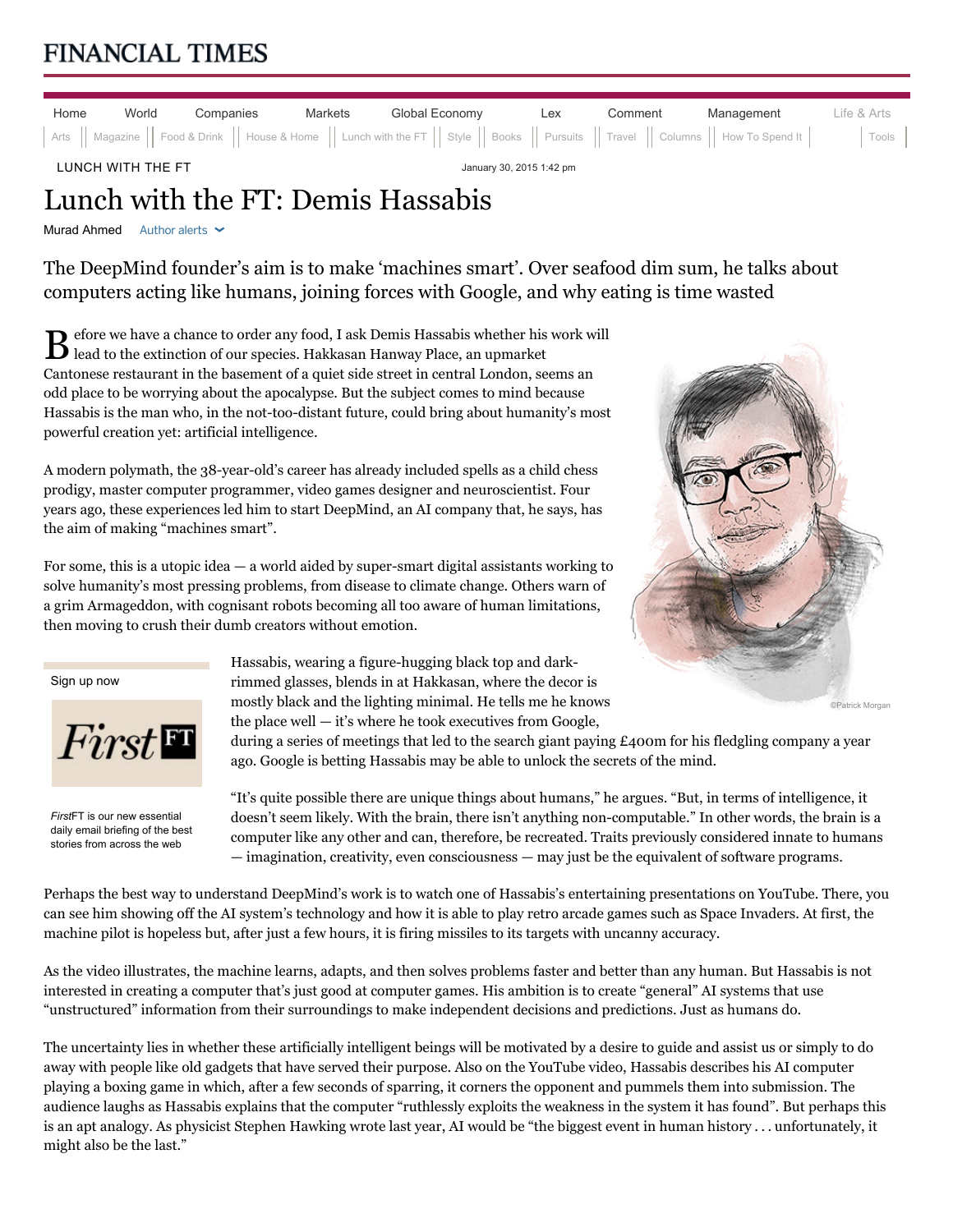LUNCH WITH THE FT

January 30, 2015 1:42 pm

# Lunch with the FT: Demis Hassabis

Murad Ahmed

## The DeepMind founder's aim is to make 'machines smart'. Over seafood dim sum, he talks about computers acting like humans, joining forces with Google, and why eating is time wasted

Before we have a chance to order any food, I ask Demis Hassabis whether his work will lead to the extinction of our species. Hakkasan Hanway Place, an upmarket Cantonese restaurant in the basement of a quiet side street in central London, seems an odd place to be worrying about the apocalypse. But the subject comes to mind because Hassabis is the man who, in the not-too-distant future, could bring about humanity's most powerful creation yet: artificial intelligence.

A modern polymath, the 38-year-old's career has already included spells as a child chess prodigy, master computer programmer, video games designer and neuroscientist. Four years ago, these experiences led him to start DeepMind, an AI company that, he says, has the aim of making "machines smart".

For some, this is a utopic idea — a world aided by super-smart digital assistants working to solve humanity's most pressing problems, from disease to climate change. Others warn of a grim Armageddon, with cognisant robots becoming all too aware of human limitations, then moving to crush their dumb creators without emotion.

©Patrick Morgan

Hassabis, wearing a figure-hugging black top and dark-rimmed glasses, blends in at Hakkasan, where the decor is mostly black and the lighting minimal. He tells me he knows the place well — it's where he took executives from Google, during a series of meetings that led to the search giant paying £400m for his fledgling company a year ago. Google is betting Hassabis may be able to unlock the secrets of the mind.

"It's quite possible there are unique things about humans," he argues. "But, in terms of intelligence, it doesn't seem likely. With the brain, there isn't anything non-computable." In other words, the brain is a computer like any other and can, therefore, be recreated. Traits previously considered innate to humans — imagination, creativity, even consciousness — may just be the equivalent of software programs.

Perhaps the best way to understand DeepMind's work is to watch one of Hassabis's entertaining presentations on YouTube. There, you can see him showing off the AI system's technology and how it is able to play retro arcade games such as Space Invaders. At first, the machine pilot is hopeless but, after just a few hours, it is firing missiles to its targets with uncanny accuracy.

As the video illustrates, the machine learns, adapts, and then solves problems faster and better than any human. But Hassabis is not interested in creating a computer that's just good at computer games. His ambition is to create "general" AI systems that use "unstructured" information from their surroundings to make independent decisions and predictions. Just as humans do.

The uncertainty lies in whether these artificially intelligent beings will be motivated by a desire to guide and assist us or simply to do away with people like old gadgets that have served their purpose. Also on the YouTube video, Hassabis describes his AI computer playing a boxing game in which, after a few seconds of sparring, it corners the opponent and pummels them into submission. The audience laughs as Hassabis explains that the computer "ruthlessly exploits the weakness in the system it has found". But perhaps this is an apt analogy. As physicist Stephen Hawking wrote last year, AI would be "the biggest event in human history . . . unfortunately, it might also be the last."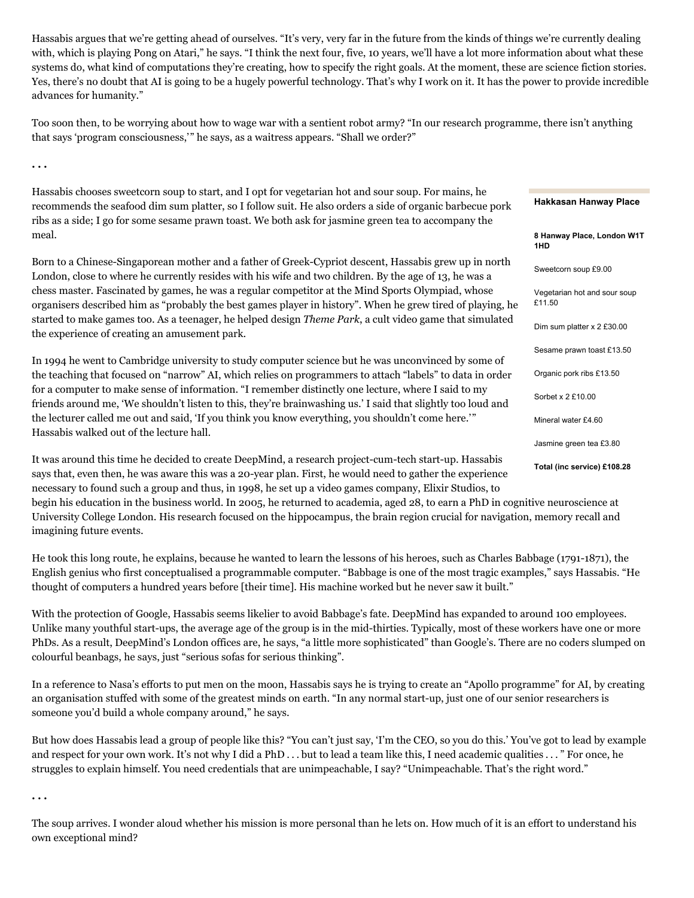Hassabis argues that we're getting ahead of ourselves. "It's very, very far in the future from the kinds of things we're currently dealing with, which is playing Pong on Atari," he says. "I think the next four, five, 10 years, we'll have a lot more information about what these systems do, what kind of computations they're creating, how to specify the right goals. At the moment, these are science fiction stories. Yes, there's no doubt that AI is going to be a hugely powerful technology. That's why I work on it. It has the power to provide incredible advances for humanity."

Too soon then, to be worrying about how to wage war with a sentient robot army? "In our research programme, there isn't anything that says 'program consciousness,'" he says, as a waitress appears. "Shall we order?"

. . .

Hassabis chooses sweetcorn soup to start, and I opt for vegetarian hot and sour soup. For mains, he recommends the seafood dim sum platter, so I follow suit. He also orders a side of organic barbecue pork ribs as a side; I go for some sesame prawn toast. We both ask for jasmine green tea to accompany the meal.

Born to a Chinese-Singaporean mother and a father of Greek-Cypriot descent, Hassabis grew up in north London, close to where he currently resides with his wife and two children. By the age of 13, he was a chess master. Fascinated by games, he was a regular competitor at the Mind Sports Olympiad, whose organisers described him as "probably the best games player in history". When he grew tired of playing, he started to make games too. As a teenager, he helped design *Theme Park*, a cult video game that simulated the experience of creating an amusement park.

In 1994 he went to Cambridge university to study computer science but he was unconvinced by some of the teaching that focused on "narrow" AI, which relies on programmers to attach "labels" to data in order for a computer to make sense of information. "I remember distinctly one lecture, where I said to my friends around me, 'We shouldn't listen to this, they're brainwashing us.' I said that slightly too loud and the lecturer called me out and said, 'If you think you know everything, you shouldn't come here.'" Hassabis walked out of the lecture hall.

It was around this time he decided to create DeepMind, a research project-cum-tech start-up. Hassabis says that, even then, he was aware this was a 20-year plan. First, he would need to gather the experience necessary to found such a group and thus, in 1998, he set up a video games company, Elixir Studios, to begin his education in the business world. In 2005, he returned to academia, aged 28, to earn a PhD in cognitive neuroscience at University College London. His research focused on the hippocampus, the brain region crucial for navigation, memory recall and imagining future events.

**Hakkasan Hanway Place**

**8 Hanway Place, London W1T 1HD**

Sweetcorn soup £9.00

Vegetarian hot and sour soup £11.50

Dim sum platter x 2 £30.00

Sesame prawn toast £13.50

Organic pork ribs £13.50

Sorbet x 2 £10.00

Mineral water £4.60

Jasmine green tea £3.80

**Total (inc service) £108.28**

He took this long route, he explains, because he wanted to learn the lessons of his heroes, such as Charles Babbage (1791-1871), the English genius who first conceptualised a programmable computer. "Babbage is one of the most tragic examples," says Hassabis. "He thought of computers a hundred years before [their time]. His machine worked but he never saw it built."

With the protection of Google, Hassabis seems likelier to avoid Babbage's fate. DeepMind has expanded to around 100 employees. Unlike many youthful start-ups, the average age of the group is in the mid-thirties. Typically, most of these workers have one or more PhDs. As a result, DeepMind's London offices are, he says, "a little more sophisticated" than Google's. There are no coders slumped on colourful beanbags, he says, just "serious sofas for serious thinking".

In a reference to Nasa's efforts to put men on the moon, Hassabis says he is trying to create an "Apollo programme" for AI, by creating an organisation stuffed with some of the greatest minds on earth. "In any normal start-up, just one of our senior researchers is someone you'd build a whole company around," he says.

But how does Hassabis lead a group of people like this? "You can't just say, 'I'm the CEO, so you do this.' You've got to lead by example and respect for your own work. It's not why I did a PhD . . . but to lead a team like this, I need academic qualities . . . " For once, he struggles to explain himself. You need credentials that are unimpeachable, I say? "Unimpeachable. That's the right word."

. . .

The soup arrives. I wonder aloud whether his mission is more personal than he lets on. How much of it is an effort to understand his own exceptional mind?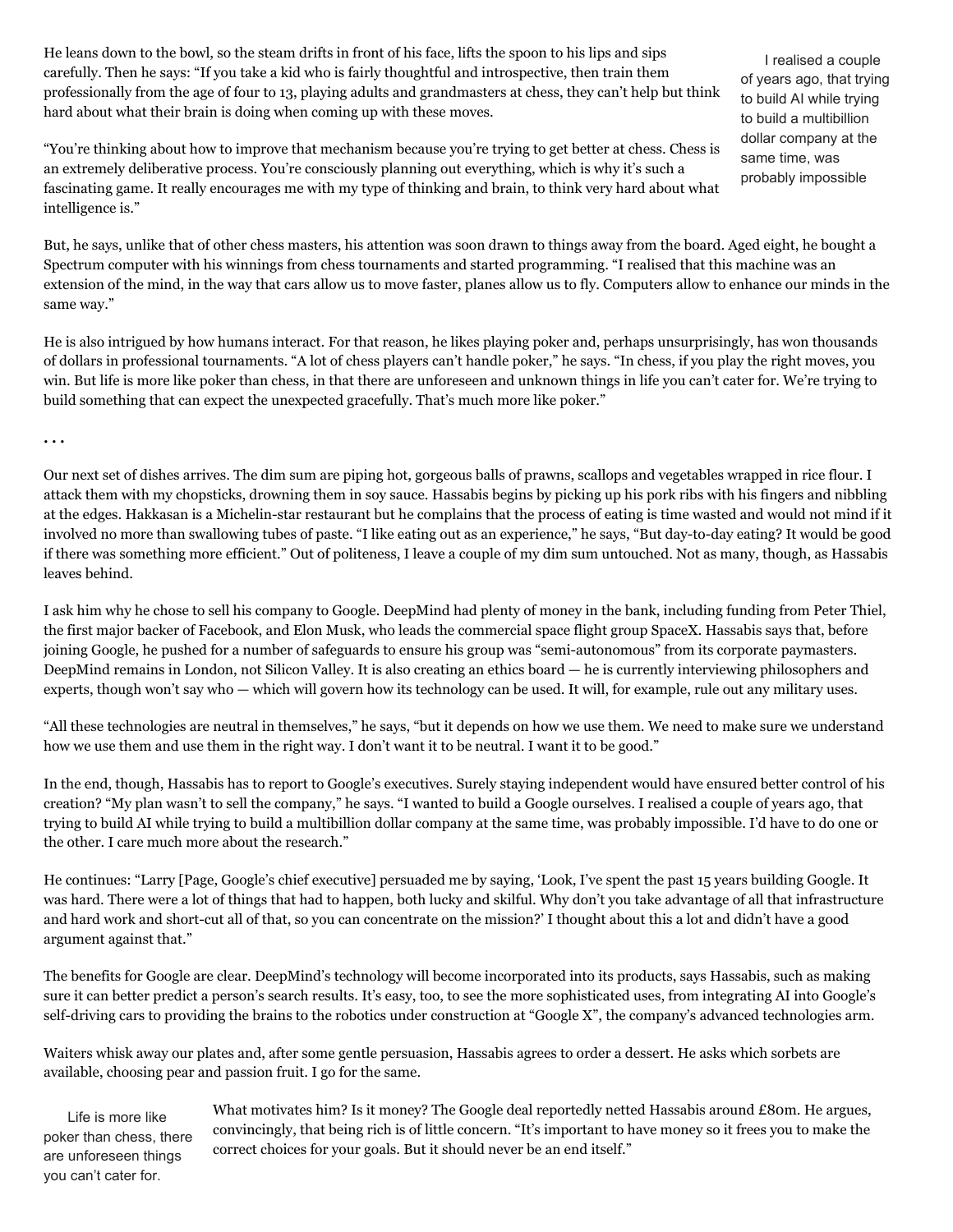He leans down to the bowl, so the steam drifts in front of his face, lifts the spoon to his lips and sips carefully. Then he says: "If you take a kid who is fairly thoughtful and introspective, then train them professionally from the age of four to 13, playing adults and grandmasters at chess, they can't help but think hard about what their brain is doing when coming up with these moves.

> I realised a couple of years ago, that trying to build AI while trying to build a multibillion dollar company at the same time, was probably impossible

"You're thinking about how to improve that mechanism because you're trying to get better at chess. Chess is an extremely deliberative process. You're consciously planning out everything, which is why it's such a fascinating game. It really encourages me with my type of thinking and brain, to think very hard about what intelligence is."

But, he says, unlike that of other chess masters, his attention was soon drawn to things away from the board. Aged eight, he bought a Spectrum computer with his winnings from chess tournaments and started programming. "I realised that this machine was an extension of the mind, in the way that cars allow us to move faster, planes allow us to fly. Computers allow to enhance our minds in the same way."

He is also intrigued by how humans interact. For that reason, he likes playing poker and, perhaps unsurprisingly, has won thousands of dollars in professional tournaments. "A lot of chess players can't handle poker," he says. "In chess, if you play the right moves, you win. But life is more like poker than chess, in that there are unforeseen and unknown things in life you can't cater for. We're trying to build something that can expect the unexpected gracefully. That's much more like poker."

...

Our next set of dishes arrives. The dim sum are piping hot, gorgeous balls of prawns, scallops and vegetables wrapped in rice flour. I attack them with my chopsticks, drowning them in soy sauce. Hassabis begins by picking up his pork ribs with his fingers and nibbling at the edges. Hakkasan is a Michelin-star restaurant but he complains that the process of eating is time wasted and would not mind if it involved no more than swallowing tubes of paste. "I like eating out as an experience," he says, "But day-to-day eating? It would be good if there was something more efficient." Out of politeness, I leave a couple of my dim sum untouched. Not as many, though, as Hassabis leaves behind.

I ask him why he chose to sell his company to Google. DeepMind had plenty of money in the bank, including funding from Peter Thiel, the first major backer of Facebook, and Elon Musk, who leads the commercial space flight group SpaceX. Hassabis says that, before joining Google, he pushed for a number of safeguards to ensure his group was "semi-autonomous" from its corporate paymasters. DeepMind remains in London, not Silicon Valley. It is also creating an ethics board — he is currently interviewing philosophers and experts, though won't say who — which will govern how its technology can be used. It will, for example, rule out any military uses.

"All these technologies are neutral in themselves," he says, "but it depends on how we use them. We need to make sure we understand how we use them and use them in the right way. I don't want it to be neutral. I want it to be good."

In the end, though, Hassabis has to report to Google's executives. Surely staying independent would have ensured better control of his creation? "My plan wasn't to sell the company," he says. "I wanted to build a Google ourselves. I realised a couple of years ago, that trying to build AI while trying to build a multibillion dollar company at the same time, was probably impossible. I'd have to do one or the other. I care much more about the research."

He continues: "Larry [Page, Google's chief executive] persuaded me by saying, 'Look, I've spent the past 15 years building Google. It was hard. There were a lot of things that had to happen, both lucky and skilful. Why don't you take advantage of all that infrastructure and hard work and short-cut all of that, so you can concentrate on the mission?' I thought about this a lot and didn't have a good argument against that."

The benefits for Google are clear. DeepMind's technology will become incorporated into its products, says Hassabis, such as making sure it can better predict a person's search results. It's easy, too, to see the more sophisticated uses, from integrating AI into Google's self-driving cars to providing the brains to the robotics under construction at "Google X", the company's advanced technologies arm.

Waiters whisk away our plates and, after some gentle persuasion, Hassabis agrees to order a dessert. He asks which sorbets are available, choosing pear and passion fruit. I go for the same.

> Life is more like poker than chess, there are unforeseen things you can't cater for.

What motivates him? Is it money? The Google deal reportedly netted Hassabis around £80m. He argues, convincingly, that being rich is of little concern. "It's important to have money so it frees you to make the correct choices for your goals. But it should never be an end itself."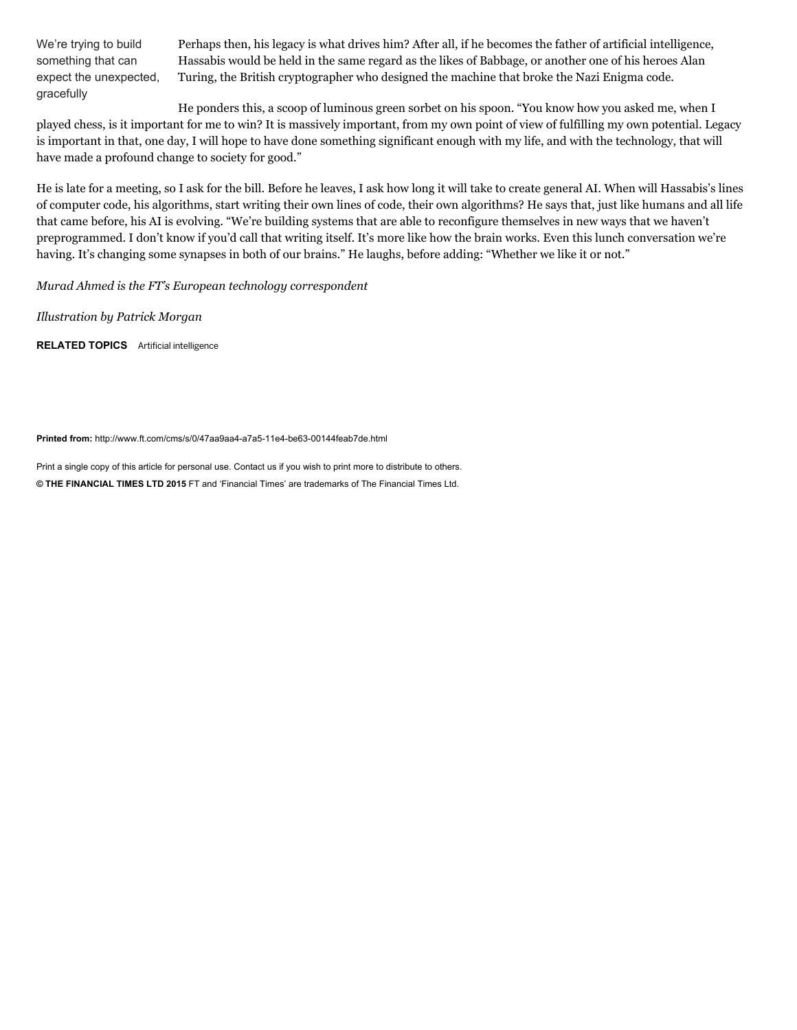> We're trying to build something that can expect the unexpected, gracefully

Perhaps then, his legacy is what drives him? After all, if he becomes the father of artificial intelligence, Hassabis would be held in the same regard as the likes of Babbage, or another one of his heroes Alan Turing, the British cryptographer who designed the machine that broke the Nazi Enigma code.

He ponders this, a scoop of luminous green sorbet on his spoon. "You know how you asked me, when I played chess, is it important for me to win? It is massively important, from my own point of view of fulfilling my own potential. Legacy is important in that, one day, I will hope to have done something significant enough with my life, and with the technology, that will have made a profound change to society for good."

He is late for a meeting, so I ask for the bill. Before he leaves, I ask how long it will take to create general AI. When will Hassabis's lines of computer code, his algorithms, start writing their own lines of code, their own algorithms? He says that, just like humans and all life that came before, his AI is evolving. "We're building systems that are able to reconfigure themselves in new ways that we haven't preprogrammed. I don't know if you'd call that writing itself. It's more like how the brain works. Even this lunch conversation we're having. It's changing some synapses in both of our brains." He laughs, before adding: "Whether we like it or not."

*Murad Ahmed is the FT's European technology correspondent*

*Illustration by Patrick Morgan*

**RELATED TOPICS** Artificial intelligence

**Printed from:** http://www.ft.com/cms/s/0/47aa9aa4-a7a5-11e4-be63-00144feab7de.html

Print a single copy of this article for personal use. Contact us if you wish to print more to distribute to others.

**© THE FINANCIAL TIMES LTD 2015** FT and 'Financial Times' are trademarks of The Financial Times Ltd.